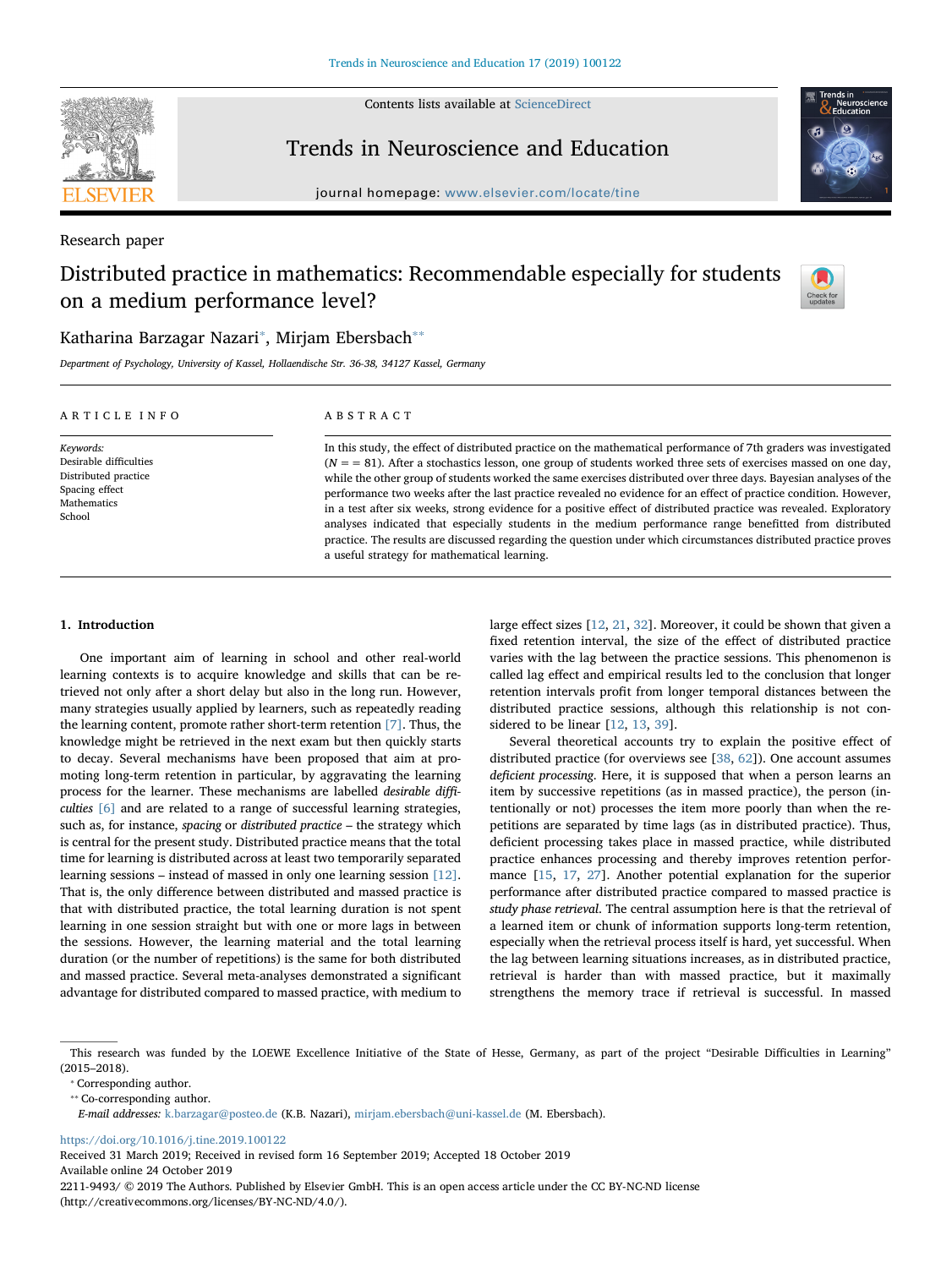Research paper

# Distributed practice in mathematics: Recommendable especially for students on a medium performance level?

Katharina Barzagar Nazari[*], Mirjam Ebersbach[**]

*Department of Psychology, University of Kassel, Hollaendische Str. 36-38, 34127 Kassel, Germany*

ARTICLE INFO

*Keywords:*
Desirable difficulties
Distributed practice
Spacing effect
Mathematics
School

ABSTRACT

In this study, the effect of distributed practice on the mathematical performance of 7th graders was investigated (N = = 81). After a stochastics lesson, one group of students worked three sets of exercises massed on one day, while the other group of students worked the same exercises distributed over three days. Bayesian analyses of the performance two weeks after the last practice revealed no evidence for an effect of practice condition. However, in a test after six weeks, strong evidence for a positive effect of distributed practice was revealed. Exploratory analyses indicated that especially students in the medium performance range benefitted from distributed practice. The results are discussed regarding the question under which circumstances distributed practice proves a useful strategy for mathematical learning.

## 1. Introduction

One important aim of learning in school and other real-world learning contexts is to acquire knowledge and skills that can be retrieved not only after a short delay but also in the long run. However, many strategies usually applied by learners, such as repeatedly reading the learning content, promote rather short-term retention [7]. Thus, the knowledge might be retrieved in the next exam but then quickly starts to decay. Several mechanisms have been proposed that aim at promoting long-term retention in particular, by aggravating the learning process for the learner. These mechanisms are labelled *desirable difficulties* [6] and are related to a range of successful learning strategies, such as, for instance, *spacing* or *distributed practice* – the strategy which is central for the present study. Distributed practice means that the total time for learning is distributed across at least two temporarily separated learning sessions – instead of massed in only one learning session [12]. That is, the only difference between distributed and massed practice is that with distributed practice, the total learning duration is not spent learning in one session straight but with one or more lags in between the sessions. However, the learning material and the total learning duration (or the number of repetitions) is the same for both distributed and massed practice. Several meta-analyses demonstrated a significant advantage for distributed compared to massed practice, with medium to large effect sizes [12, 21, 32]. Moreover, it could be shown that given a fixed retention interval, the size of the effect of distributed practice varies with the lag between the practice sessions. This phenomenon is called lag effect and empirical results led to the conclusion that longer retention intervals profit from longer temporal distances between the distributed practice sessions, although this relationship is not considered to be linear [12, 13, 39].

Several theoretical accounts try to explain the positive effect of distributed practice (for overviews see [38, 62]). One account assumes *deficient processing*. Here, it is supposed that when a person learns an item by successive repetitions (as in massed practice), the person (intentionally or not) processes the item more poorly than when the repetitions are separated by time lags (as in distributed practice). Thus, deficient processing takes place in massed practice, while distributed practice enhances processing and thereby improves retention performance [15, 17, 27]. Another potential explanation for the superior performance after distributed practice compared to massed practice is *study phase retrieval*. The central assumption here is that the retrieval of a learned item or chunk of information supports long-term retention, especially when the retrieval process itself is hard, yet successful. When the lag between learning situations increases, as in distributed practice, retrieval is harder than with massed practice, but it maximally strengthens the memory trace if retrieval is successful. In massed

---

This research was funded by the LOEWE Excellence Initiative of the State of Hesse, Germany, as part of the project "Desirable Difficulties in Learning" (2015–2018).

[*] Corresponding author.

[**] Co-corresponding author.

*E-mail addresses:* k.barzagar@posteo.de (K.B. Nazari), mirjam.ebersbach@uni-kassel.de (M. Ebersbach).

https://doi.org/10.1016/j.tine.2019.100122
Received 31 March 2019; Received in revised form 16 September 2019; Accepted 18 October 2019
Available online 24 October 2019
2211-9493/ © 2019 The Authors. Published by Elsevier GmbH. This is an open access article under the CC BY-NC-ND license (http://creativecommons.org/licenses/BY-NC-ND/4.0/).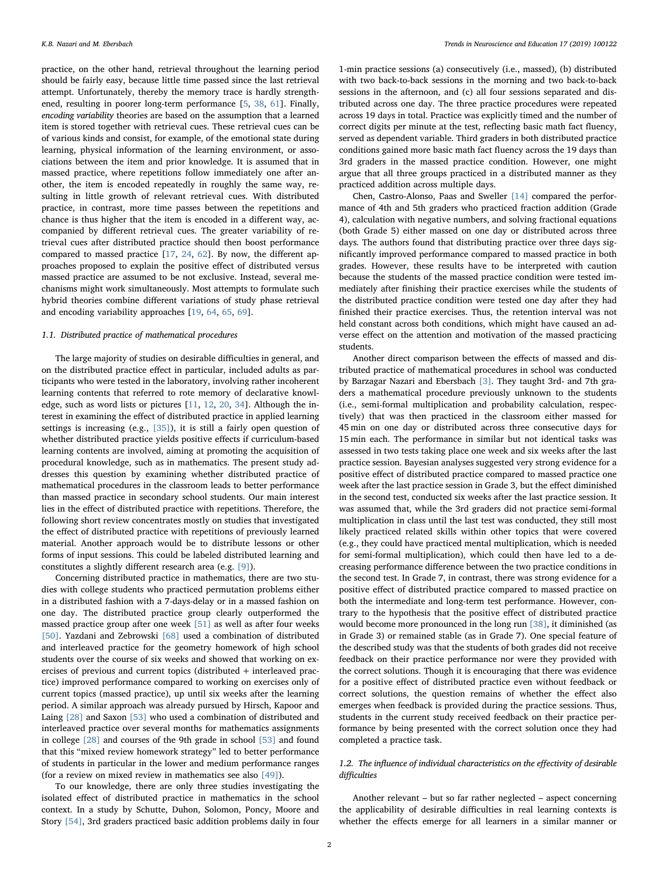practice, on the other hand, retrieval throughout the learning period should be fairly easy, because little time passed since the last retrieval attempt. Unfortunately, thereby the memory trace is hardly strengthened, resulting in poorer long-term performance [5, 38, 61]. Finally, *encoding variability* theories are based on the assumption that a learned item is stored together with retrieval cues. These retrieval cues can be of various kinds and consist, for example, of the emotional state during learning, physical information of the learning environment, or associations between the item and prior knowledge. It is assumed that in massed practice, where repetitions follow immediately one after another, the item is encoded repeatedly in roughly the same way, resulting in little growth of relevant retrieval cues. With distributed practice, in contrast, more time passes between the repetitions and chance is thus higher that the item is encoded in a different way, accompanied by different retrieval cues. The greater variability of retrieval cues after distributed practice should then boost performance compared to massed practice [17, 24, 62]. By now, the different approaches proposed to explain the positive effect of distributed versus massed practice are assumed to be not exclusive. Instead, several mechanisms might work simultaneously. Most attempts to formulate such hybrid theories combine different variations of study phase retrieval and encoding variability approaches [19, 64, 65, 69].

### *1.1. Distributed practice of mathematical procedures*

The large majority of studies on desirable difficulties in general, and on the distributed practice effect in particular, included adults as participants who were tested in the laboratory, involving rather incoherent learning contents that referred to rote memory of declarative knowledge, such as word lists or pictures [11, 12, 20, 34]. Although the interest in examining the effect of distributed practice in applied learning settings is increasing (e.g., [35]), it is still a fairly open question of whether distributed practice yields positive effects if curriculum-based learning contents are involved, aiming at promoting the acquisition of procedural knowledge, such as in mathematics. The present study addresses this question by examining whether distributed practice of mathematical procedures in the classroom leads to better performance than massed practice in secondary school students. Our main interest lies in the effect of distributed practice with repetitions. Therefore, the following short review concentrates mostly on studies that investigated the effect of distributed practice with repetitions of previously learned material. Another approach would be to distribute lessons or other forms of input sessions. This could be labeled distributed learning and constitutes a slightly different research area (e.g. [9]).

Concerning distributed practice in mathematics, there are two studies with college students who practiced permutation problems either in a distributed fashion with a 7-days-delay or in a massed fashion on one day. The distributed practice group clearly outperformed the massed practice group after one week [51] as well as after four weeks [50]. Yazdani and Zebrowski [68] used a combination of distributed and interleaved practice for the geometry homework of high school students over the course of six weeks and showed that working on exercises of previous and current topics (distributed + interleaved practice) improved performance compared to working on exercises only of current topics (massed practice), up until six weeks after the learning period. A similar approach was already pursued by Hirsch, Kapoor and Laing [28] and Saxon [53] who used a combination of distributed and interleaved practice over several months for mathematics assignments in college [28] and courses of the 9th grade in school [53] and found that this "mixed review homework strategy" led to better performance of students in particular in the lower and medium performance ranges (for a review on mixed review in mathematics see also [49]).

To our knowledge, there are only three studies investigating the isolated effect of distributed practice in mathematics in the school context. In a study by Schutte, Duhon, Solomon, Poncy, Moore and Story [54], 3rd graders practiced basic addition problems daily in four 1-min practice sessions (a) consecutively (i.e., massed), (b) distributed with two back-to-back sessions in the morning and two back-to-back sessions in the afternoon, and (c) all four sessions separated and distributed across one day. The three practice procedures were repeated across 19 days in total. Practice was explicitly timed and the number of correct digits per minute at the test, reflecting basic math fact fluency, served as dependent variable. Third graders in both distributed practice conditions gained more basic math fact fluency across the 19 days than 3rd graders in the massed practice condition. However, one might argue that all three groups practiced in a distributed manner as they practiced addition across multiple days.

Chen, Castro-Alonso, Paas and Sweller [14] compared the performance of 4th and 5th graders who practiced fraction addition (Grade 4), calculation with negative numbers, and solving fractional equations (both Grade 5) either massed on one day or distributed across three days. The authors found that distributing practice over three days significantly improved performance compared to massed practice in both grades. However, these results have to be interpreted with caution because the students of the massed practice condition were tested immediately after finishing their practice exercises while the students of the distributed practice condition were tested one day after they had finished their practice exercises. Thus, the retention interval was not held constant across both conditions, which might have caused an adverse effect on the attention and motivation of the massed practicing students.

Another direct comparison between the effects of massed and distributed practice of mathematical procedures in school was conducted by Barzagar Nazari and Ebersbach [3]. They taught 3rd- and 7th graders a mathematical procedure previously unknown to the students (i.e., semi-formal multiplication and probability calculation, respectively) that was then practiced in the classroom either massed for 45 min on one day or distributed across three consecutive days for 15 min each. The performance in similar but not identical tasks was assessed in two tests taking place one week and six weeks after the last practice session. Bayesian analyses suggested very strong evidence for a positive effect of distributed practice compared to massed practice one week after the last practice session in Grade 3, but the effect diminished in the second test, conducted six weeks after the last practice session. It was assumed that, while the 3rd graders did not practice semi-formal multiplication in class until the last test was conducted, they still most likely practiced related skills within other topics that were covered (e.g., they could have practiced mental multiplication, which is needed for semi-formal multiplication), which could then have led to a decreasing performance difference between the two practice conditions in the second test. In Grade 7, in contrast, there was strong evidence for a positive effect of distributed practice compared to massed practice on both the intermediate and long-term test performance. However, contrary to the hypothesis that the positive effect of distributed practice would become more pronounced in the long run [38], it diminished (as in Grade 3) or remained stable (as in Grade 7). One special feature of the described study was that the students of both grades did not receive feedback on their practice performance nor were they provided with the correct solutions. Though it is encouraging that there was evidence for a positive effect of distributed practice even without feedback or correct solutions, the question remains of whether the effect also emerges when feedback is provided during the practice sessions. Thus, students in the current study received feedback on their practice performance by being presented with the correct solution once they had completed a practice task.

### *1.2. The influence of individual characteristics on the effectivity of desirable difficulties*

Another relevant – but so far rather neglected – aspect concerning the applicability of desirable difficulties in real learning contexts is whether the effects emerge for all learners in a similar manner or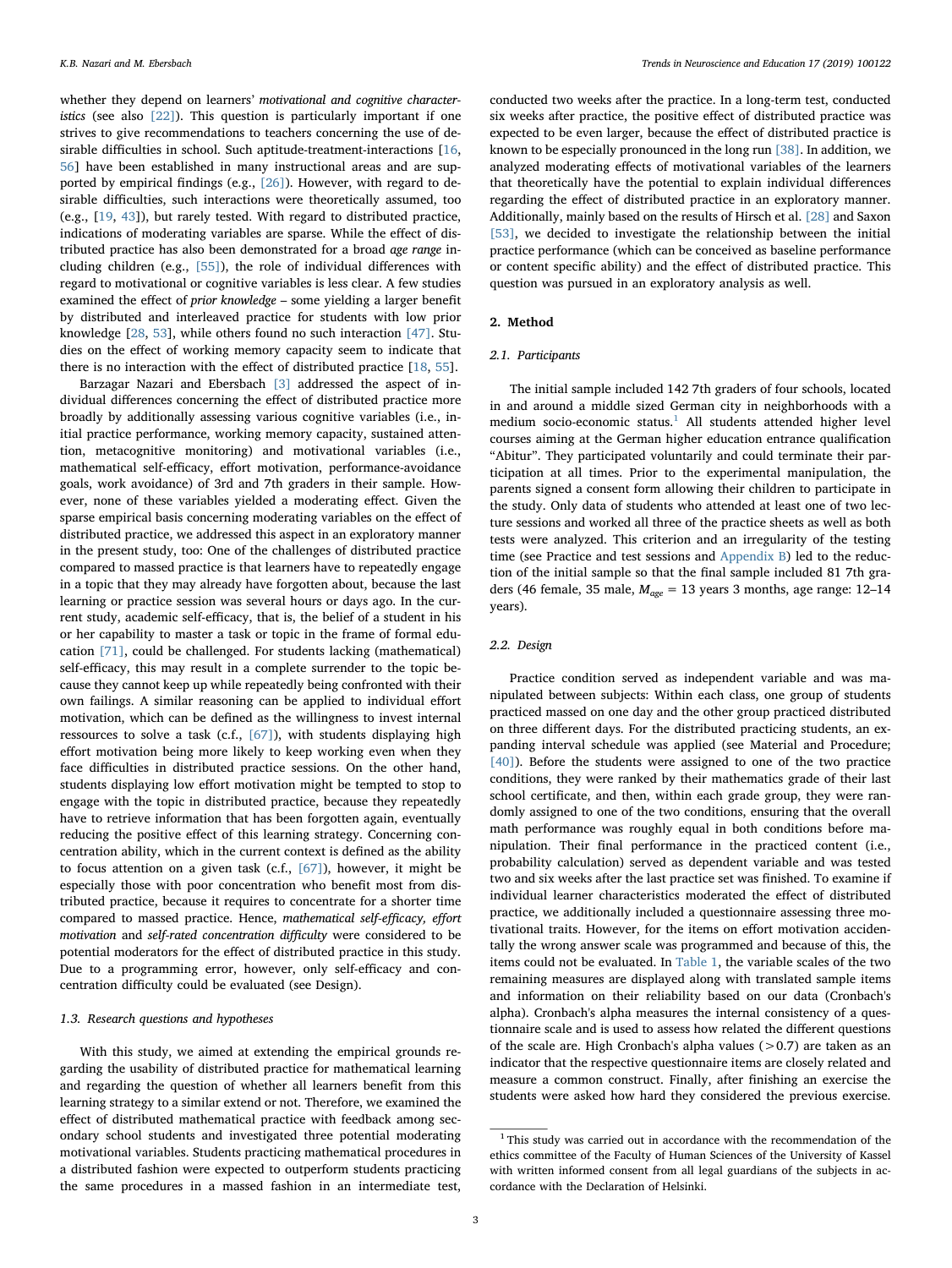whether they depend on learners' *motivational and cognitive characteristics* (see also [22]). This question is particularly important if one strives to give recommendations to teachers concerning the use of desirable difficulties in school. Such aptitude-treatment-interactions [16, 56] have been established in many instructional areas and are supported by empirical findings (e.g., [26]). However, with regard to desirable difficulties, such interactions were theoretically assumed, too (e.g., [19, 43]), but rarely tested. With regard to distributed practice, indications of moderating variables are sparse. While the effect of distributed practice has also been demonstrated for a broad *age range* including children (e.g., [55]), the role of individual differences with regard to motivational or cognitive variables is less clear. A few studies examined the effect of *prior knowledge* – some yielding a larger benefit by distributed and interleaved practice for students with low prior knowledge [28, 53], while others found no such interaction [47]. Studies on the effect of working memory capacity seem to indicate that there is no interaction with the effect of distributed practice [18, 55].

Barzagar Nazari and Ebersbach [3] addressed the aspect of individual differences concerning the effect of distributed practice more broadly by additionally assessing various cognitive variables (i.e., initial practice performance, working memory capacity, sustained attention, metacognitive monitoring) and motivational variables (i.e., mathematical self-efficacy, effort motivation, performance-avoidance goals, work avoidance) of 3rd and 7th graders in their sample. However, none of these variables yielded a moderating effect. Given the sparse empirical basis concerning moderating variables on the effect of distributed practice, we addressed this aspect in an exploratory manner in the present study, too: One of the challenges of distributed practice compared to massed practice is that learners have to repeatedly engage in a topic that they may already have forgotten about, because the last learning or practice session was several hours or days ago. In the current study, academic self-efficacy, that is, the belief of a student in his or her capability to master a task or topic in the frame of formal education [71], could be challenged. For students lacking (mathematical) self-efficacy, this may result in a complete surrender to the topic because they cannot keep up while repeatedly being confronted with their own failings. A similar reasoning can be applied to individual effort motivation, which can be defined as the willingness to invest internal ressources to solve a task (c.f., [67]), with students displaying high effort motivation being more likely to keep working even when they face difficulties in distributed practice sessions. On the other hand, students displaying low effort motivation might be tempted to stop to engage with the topic in distributed practice, because they repeatedly have to retrieve information that has been forgotten again, eventually reducing the positive effect of this learning strategy. Concerning concentration ability, which in the current context is defined as the ability to focus attention on a given task (c.f., [67]), however, it might be especially those with poor concentration who benefit most from distributed practice, because it requires to concentrate for a shorter time compared to massed practice. Hence, *mathematical self-efficacy, effort motivation* and *self-rated concentration difficulty* were considered to be potential moderators for the effect of distributed practice in this study. Due to a programming error, however, only self-efficacy and concentration difficulty could be evaluated (see Design).

### 1.3. Research questions and hypotheses

With this study, we aimed at extending the empirical grounds regarding the usability of distributed practice for mathematical learning and regarding the question of whether all learners benefit from this learning strategy to a similar extend or not. Therefore, we examined the effect of distributed mathematical practice with feedback among secondary school students and investigated three potential moderating motivational variables. Students practicing mathematical procedures in a distributed fashion were expected to outperform students practicing the same procedures in a massed fashion in an intermediate test, conducted two weeks after the practice. In a long-term test, conducted six weeks after practice, the positive effect of distributed practice was expected to be even larger, because the effect of distributed practice is known to be especially pronounced in the long run [38]. In addition, we analyzed moderating effects of motivational variables of the learners that theoretically have the potential to explain individual differences regarding the effect of distributed practice in an exploratory manner. Additionally, mainly based on the results of Hirsch et al. [28] and Saxon [53], we decided to investigate the relationship between the initial practice performance (which can be conceived as baseline performance or content specific ability) and the effect of distributed practice. This question was pursued in an exploratory analysis as well.

## 2. Method

### 2.1. Participants

The initial sample included 142 7th graders of four schools, located in and around a middle sized German city in neighborhoods with a medium socio-economic status.[1] All students attended higher level courses aiming at the German higher education entrance qualification "Abitur". They participated voluntarily and could terminate their participation at all times. Prior to the experimental manipulation, the parents signed a consent form allowing their children to participate in the study. Only data of students who attended at least one of two lecture sessions and worked all three of the practice sheets as well as both tests were analyzed. This criterion and an irregularity of the testing time (see Practice and test sessions and Appendix B) led to the reduction of the initial sample so that the final sample included 81 7th graders (46 female, 35 male, $M_{age}$ = 13 years 3 months, age range: 12–14 years).

### 2.2. Design

Practice condition served as independent variable and was manipulated between subjects: Within each class, one group of students practiced massed on one day and the other group practiced distributed on three different days. For the distributed practicing students, an expanding interval schedule was applied (see Material and Procedure; [40]). Before the students were assigned to one of the two practice conditions, they were ranked by their mathematics grade of their last school certificate, and then, within each grade group, they were randomly assigned to one of the two conditions, ensuring that the overall math performance was roughly equal in both conditions before manipulation. Their final performance in the practiced content (i.e., probability calculation) served as dependent variable and was tested two and six weeks after the last practice set was finished. To examine if individual learner characteristics moderated the effect of distributed practice, we additionally included a questionnaire assessing three motivational traits. However, for the items on effort motivation accidentally the wrong answer scale was programmed and because of this, the items could not be evaluated. In Table 1, the variable scales of the two remaining measures are displayed along with translated sample items and information on their reliability based on our data (Cronbach's alpha). Cronbach's alpha measures the internal consistency of a questionnaire scale and is used to assess how related the different questions of the scale are. High Cronbach's alpha values (>0.7) are taken as an indicator that the respective questionnaire items are closely related and measure a common construct. Finally, after finishing an exercise the students were asked how hard they considered the previous exercise.

[1] This study was carried out in accordance with the recommendation of the ethics committee of the Faculty of Human Sciences of the University of Kassel with written informed consent from all legal guardians of the subjects in accordance with the Declaration of Helsinki.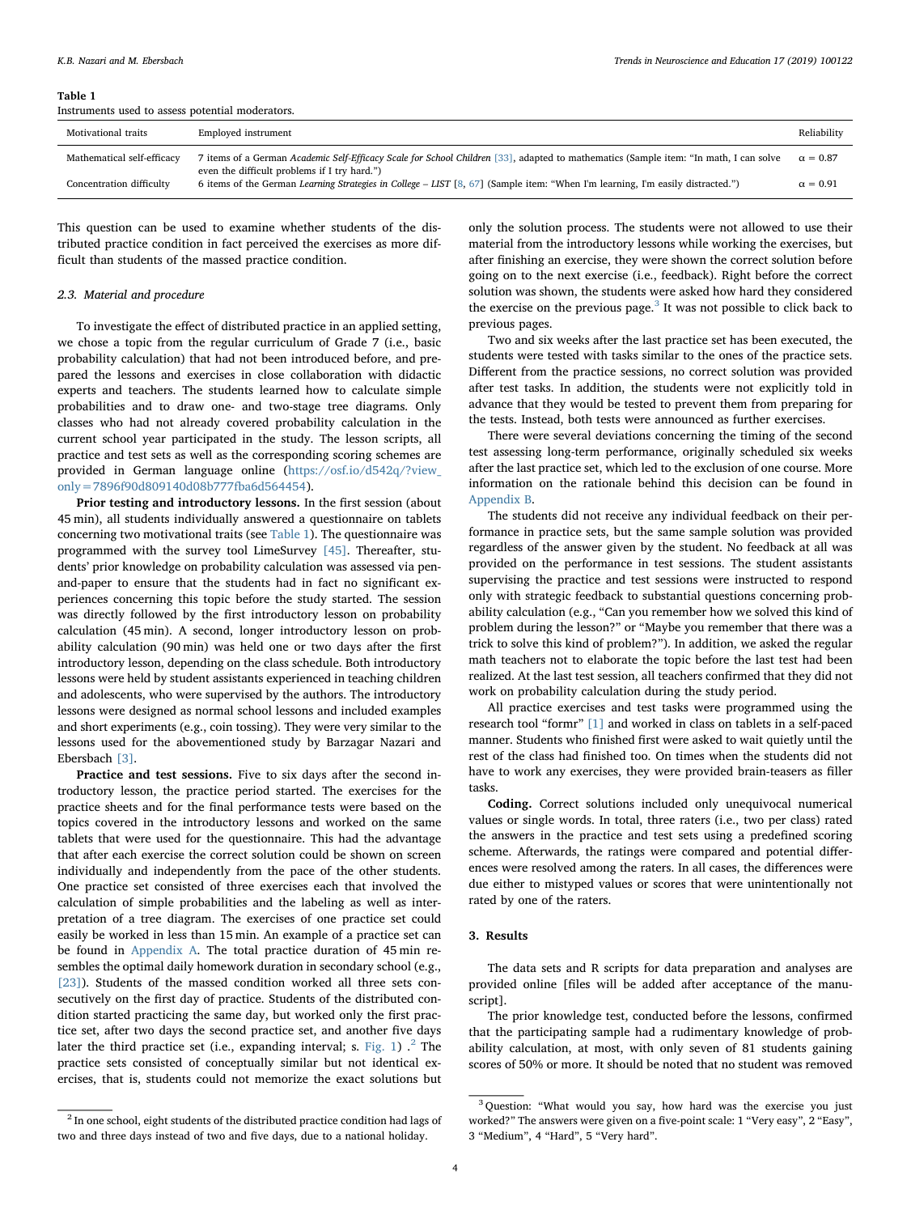**Table 1**
Instruments used to assess potential moderators.

| Motivational traits | Employed instrument | Reliability |
|---|---|---|
| Mathematical self-efficacy | 7 items of a German *Academic Self-Efficacy Scale for School Children* [33], adapted to mathematics (Sample item: "In math, I can solve even the difficult problems if I try hard.") | α = 0.87 |
| Concentration difficulty | 6 items of the German *Learning Strategies in College – LIST* [8, 67] (Sample item: "When I'm learning, I'm easily distracted.") | α = 0.91 |

This question can be used to examine whether students of the distributed practice condition in fact perceived the exercises as more difficult than students of the massed practice condition.

### 2.3. Material and procedure

To investigate the effect of distributed practice in an applied setting, we chose a topic from the regular curriculum of Grade 7 (i.e., basic probability calculation) that had not been introduced before, and prepared the lessons and exercises in close collaboration with didactic experts and teachers. The students learned how to calculate simple probabilities and to draw one- and two-stage tree diagrams. Only classes who had not already covered probability calculation in the current school year participated in the study. The lesson scripts, all practice and test sets as well as the corresponding scoring schemes are provided in German language online (https://osf.io/d542q/?view_only=7896f90d809140d08b777fba6d564454).

**Prior testing and introductory lessons.** In the first session (about 45 min), all students individually answered a questionnaire on tablets concerning two motivational traits (see Table 1). The questionnaire was programmed with the survey tool LimeSurvey [45]. Thereafter, students' prior knowledge on probability calculation was assessed via pen-and-paper to ensure that the students had in fact no significant experiences concerning this topic before the study started. The session was directly followed by the first introductory lesson on probability calculation (45 min). A second, longer introductory lesson on probability calculation (90 min) was held one or two days after the first introductory lesson, depending on the class schedule. Both introductory lessons were held by student assistants experienced in teaching children and adolescents, who were supervised by the authors. The introductory lessons were designed as normal school lessons and included examples and short experiments (e.g., coin tossing). They were very similar to the lessons used for the abovementioned study by Barzagar Nazari and Ebersbach [3].

**Practice and test sessions.** Five to six days after the second introductory lesson, the practice period started. The exercises for the practice sheets and for the final performance tests were based on the topics covered in the introductory lessons and worked on the same tablets that were used for the questionnaire. This had the advantage that after each exercise the correct solution could be shown on screen individually and independently from the pace of the other students. One practice set consisted of three exercises each that involved the calculation of simple probabilities and the labeling as well as interpretation of a tree diagram. The exercises of one practice set could easily be worked in less than 15 min. An example of a practice set can be found in Appendix A. The total practice duration of 45 min resembles the optimal daily homework duration in secondary school (e.g., [23]). Students of the massed condition worked all three sets consecutively on the first day of practice. Students of the distributed condition started practicing the same day, but worked only the first practice set, after two days the second practice set, and another five days later the third practice set (i.e., expanding interval; s. Fig. 1) .[2] The practice sets consisted of conceptually similar but not identical exercises, that is, students could not memorize the exact solutions but only the solution process. The students were not allowed to use their material from the introductory lessons while working the exercises, but after finishing an exercise, they were shown the correct solution before going on to the next exercise (i.e., feedback). Right before the correct solution was shown, the students were asked how hard they considered the exercise on the previous page.[3] It was not possible to click back to previous pages.

Two and six weeks after the last practice set has been executed, the students were tested with tasks similar to the ones of the practice sets. Different from the practice sessions, no correct solution was provided after test tasks. In addition, the students were not explicitly told in advance that they would be tested to prevent them from preparing for the tests. Instead, both tests were announced as further exercises.

There were several deviations concerning the timing of the second test assessing long-term performance, originally scheduled six weeks after the last practice set, which led to the exclusion of one course. More information on the rationale behind this decision can be found in Appendix B.

The students did not receive any individual feedback on their performance in practice sets, but the same sample solution was provided regardless of the answer given by the student. No feedback at all was provided on the performance in test sessions. The student assistants supervising the practice and test sessions were instructed to respond only with strategic feedback to substantial questions concerning probability calculation (e.g., "Can you remember how we solved this kind of problem during the lesson?" or "Maybe you remember that there was a trick to solve this kind of problem?"). In addition, we asked the regular math teachers not to elaborate the topic before the last test had been realized. At the last test session, all teachers confirmed that they did not work on probability calculation during the study period.

All practice exercises and test tasks were programmed using the research tool "formr" [1] and worked in class on tablets in a self-paced manner. Students who finished first were asked to wait quietly until the rest of the class had finished too. On times when the students did not have to work any exercises, they were provided brain-teasers as filler tasks.

**Coding.** Correct solutions included only unequivocal numerical values or single words. In total, three raters (i.e., two per class) rated the answers in the practice and test sets using a predefined scoring scheme. Afterwards, the ratings were compared and potential differences were resolved among the raters. In all cases, the differences were due either to mistyped values or scores that were unintentionally not rated by one of the raters.

## 3. Results

The data sets and R scripts for data preparation and analyses are provided online [files will be added after acceptance of the manuscript].

The prior knowledge test, conducted before the lessons, confirmed that the participating sample had a rudimentary knowledge of probability calculation, at most, with only seven of 81 students gaining scores of 50% or more. It should be noted that no student was removed

---

[2] In one school, eight students of the distributed practice condition had lags of two and three days instead of two and five days, due to a national holiday.

[3] Question: "What would you say, how hard was the exercise you just worked?" The answers were given on a five-point scale: 1 "Very easy", 2 "Easy", 3 "Medium", 4 "Hard", 5 "Very hard".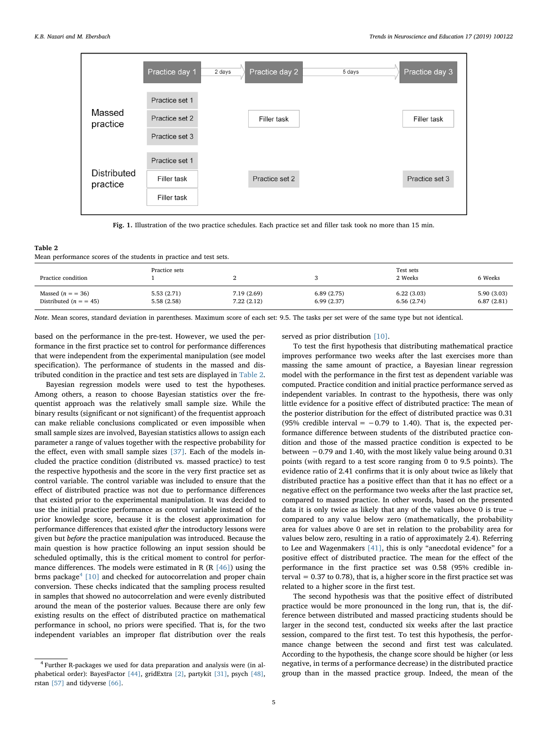Fig. 1. Illustration of the two practice schedules. Each practice set and filler task took no more than 15 min.

**Table 2**
Mean performance scores of the students in practice and test sets.

| Practice condition | Practice sets 1 | 2 | 3 | Test sets 2 Weeks | 6 Weeks |
|---|---|---|---|---|---|
| Massed ($n$ = = 36) | 5.53 (2.71) | 7.19 (2.69) | 6.89 (2.75) | 6.22 (3.03) | 5.90 (3.03) |
| Distributed ($n$ = = 45) | 5.58 (2.58) | 7.22 (2.12) | 6.99 (2.37) | 6.56 (2.74) | 6.87 (2.81) |

*Note.* Mean scores, standard deviation in parentheses. Maximum score of each set: 9.5. The tasks per set were of the same type but not identical.

based on the performance in the pre-test. However, we used the performance in the first practice set to control for performance differences that were independent from the experimental manipulation (see model specification). The performance of students in the massed and distributed condition in the practice and test sets are displayed in Table 2.

Bayesian regression models were used to test the hypotheses. Among others, a reason to choose Bayesian statistics over the frequentist approach was the relatively small sample size. While the binary results (significant or not significant) of the frequentist approach can make reliable conclusions complicated or even impossible when small sample sizes are involved, Bayesian statistics allows to assign each parameter a range of values together with the respective probability for the effect, even with small sample sizes [37]. Each of the models included the practice condition (distributed vs. massed practice) to test the respective hypothesis and the score in the very first practice set as control variable. The control variable was included to ensure that the effect of distributed practice was not due to performance differences that existed prior to the experimental manipulation. It was decided to use the initial practice performance as control variable instead of the prior knowledge score, because it is the closest approximation for performance differences that existed *after* the introductory lessons were given but *before* the practice manipulation was introduced. Because the main question is how practice following an input session should be scheduled optimally, this is the critical moment to control for performance differences. The models were estimated in R (R [46]) using the brms package[4] [10] and checked for autocorrelation and proper chain conversion. These checks indicated that the sampling process resulted in samples that showed no autocorrelation and were evenly distributed around the mean of the posterior values. Because there are only few existing results on the effect of distributed practice on mathematical performance in school, no priors were specified. That is, for the two independent variables an improper flat distribution over the reals served as prior distribution [10].

To test the first hypothesis that distributing mathematical practice improves performance two weeks after the last exercises more than massing the same amount of practice, a Bayesian linear regression model with the performance in the first test as dependent variable was computed. Practice condition and initial practice performance served as independent variables. In contrast to the hypothesis, there was only little evidence for a positive effect of distributed practice: The mean of the posterior distribution for the effect of distributed practice was 0.31 (95% credible interval = −0.79 to 1.40). That is, the expected performance difference between students of the distributed practice condition and those of the massed practice condition is expected to be between −0.79 and 1.40, with the most likely value being around 0.31 points (with regard to a test score ranging from 0 to 9.5 points). The evidence ratio of 2.41 confirms that it is only about twice as likely that distributed practice has a positive effect than that it has no effect or a negative effect on the performance two weeks after the last practice set, compared to massed practice. In other words, based on the presented data it is only twice as likely that any of the values above 0 is true – compared to any value below zero (mathematically, the probability area for values above 0 are set in relation to the probability area for values below zero, resulting in a ratio of approximately 2.4). Referring to Lee and Wagenmakers [41], this is only "anecdotal evidence" for a positive effect of distributed practice. The mean for the effect of the performance in the first practice set was 0.58 (95% credible interval = 0.37 to 0.78), that is, a higher score in the first practice set was related to a higher score in the first test.

The second hypothesis was that the positive effect of distributed practice would be more pronounced in the long run, that is, the difference between distributed and massed practicing students should be larger in the second test, conducted six weeks after the last practice session, compared to the first test. To test this hypothesis, the performance change between the second and first test was calculated. According to the hypothesis, the change score should be higher (or less negative, in terms of a performance decrease) in the distributed practice group than in the massed practice group. Indeed, the mean of the

[4] Further R-packages we used for data preparation and analysis were (in alphabetical order): BayesFactor [44], gridExtra [2], partykit [31], psych [48], rstan [57] and tidyverse [66].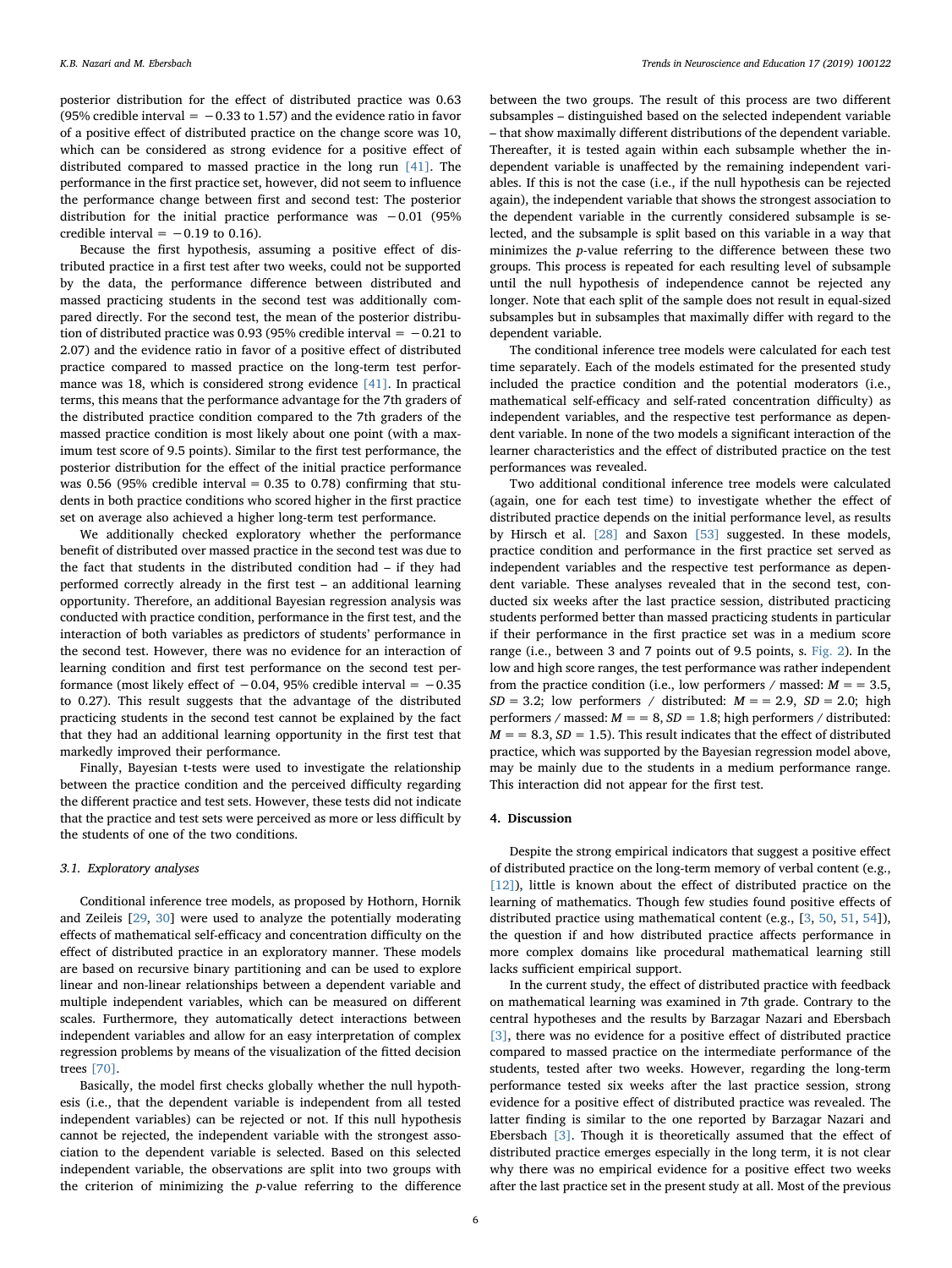posterior distribution for the effect of distributed practice was 0.63 (95% credible interval = −0.33 to 1.57) and the evidence ratio in favor of a positive effect of distributed practice on the change score was 10, which can be considered as strong evidence for a positive effect of distributed compared to massed practice in the long run [41]. The performance in the first practice set, however, did not seem to influence the performance change between first and second test: The posterior distribution for the initial practice performance was −0.01 (95% credible interval = −0.19 to 0.16).

Because the first hypothesis, assuming a positive effect of distributed practice in a first test after two weeks, could not be supported by the data, the performance difference between distributed and massed practicing students in the second test was additionally compared directly. For the second test, the mean of the posterior distribution of distributed practice was 0.93 (95% credible interval = −0.21 to 2.07) and the evidence ratio in favor of a positive effect of distributed practice compared to massed practice on the long-term test performance was 18, which is considered strong evidence [41]. In practical terms, this means that the performance advantage for the 7th graders of the distributed practice condition compared to the 7th graders of the massed practice condition is most likely about one point (with a maximum test score of 9.5 points). Similar to the first test performance, the posterior distribution for the effect of the initial practice performance was 0.56 (95% credible interval = 0.35 to 0.78) confirming that students in both practice conditions who scored higher in the first practice set on average also achieved a higher long-term test performance.

We additionally checked exploratory whether the performance benefit of distributed over massed practice in the second test was due to the fact that students in the distributed condition had – if they had performed correctly already in the first test – an additional learning opportunity. Therefore, an additional Bayesian regression analysis was conducted with practice condition, performance in the first test, and the interaction of both variables as predictors of students' performance in the second test. However, there was no evidence for an interaction of learning condition and first test performance on the second test performance (most likely effect of −0.04, 95% credible interval = −0.35 to 0.27). This result suggests that the advantage of the distributed practicing students in the second test cannot be explained by the fact that they had an additional learning opportunity in the first test that markedly improved their performance.

Finally, Bayesian t-tests were used to investigate the relationship between the practice condition and the perceived difficulty regarding the different practice and test sets. However, these tests did not indicate that the practice and test sets were perceived as more or less difficult by the students of one of the two conditions.

### 3.1. Exploratory analyses

Conditional inference tree models, as proposed by Hothorn, Hornik and Zeileis [29, 30] were used to analyze the potentially moderating effects of mathematical self-efficacy and concentration difficulty on the effect of distributed practice in an exploratory manner. These models are based on recursive binary partitioning and can be used to explore linear and non-linear relationships between a dependent variable and multiple independent variables, which can be measured on different scales. Furthermore, they automatically detect interactions between independent variables and allow for an easy interpretation of complex regression problems by means of the visualization of the fitted decision trees [70].

Basically, the model first checks globally whether the null hypothesis (i.e., that the dependent variable is independent from all tested independent variables) can be rejected or not. If this null hypothesis cannot be rejected, the independent variable with the strongest association to the dependent variable is selected. Based on this selected independent variable, the observations are split into two groups with the criterion of minimizing the *p*-value referring to the difference between the two groups. The result of this process are two different subsamples – distinguished based on the selected independent variable – that show maximally different distributions of the dependent variable. Thereafter, it is tested again within each subsample whether the independent variable is unaffected by the remaining independent variables. If this is not the case (i.e., if the null hypothesis can be rejected again), the independent variable that shows the strongest association to the dependent variable in the currently considered subsample is selected, and the subsample is split based on this variable in a way that minimizes the *p*-value referring to the difference between these two groups. This process is repeated for each resulting level of subsample until the null hypothesis of independence cannot be rejected any longer. Note that each split of the sample does not result in equal-sized subsamples but in subsamples that maximally differ with regard to the dependent variable.

The conditional inference tree models were calculated for each test time separately. Each of the models estimated for the presented study included the practice condition and the potential moderators (i.e., mathematical self-efficacy and self-rated concentration difficulty) as independent variables, and the respective test performance as dependent variable. In none of the two models a significant interaction of the learner characteristics and the effect of distributed practice on the test performances was revealed.

Two additional conditional inference tree models were calculated (again, one for each test time) to investigate whether the effect of distributed practice depends on the initial performance level, as results by Hirsch et al. [28] and Saxon [53] suggested. In these models, practice condition and performance in the first practice set served as independent variables and the respective test performance as dependent variable. These analyses revealed that in the second test, conducted six weeks after the last practice session, distributed practicing students performed better than massed practicing students in particular if their performance in the first practice set was in a medium score range (i.e., between 3 and 7 points out of 9.5 points, s. Fig. 2). In the low and high score ranges, the test performance was rather independent from the practice condition (i.e., low performers / massed: $M$ = = 3.5, $SD$ = 3.2; low performers / distributed: $M$ = = 2.9, $SD$ = 2.0; high performers / massed: $M$ = = 8, $SD$ = 1.8; high performers / distributed: $M$ = = 8.3, $SD$ = 1.5). This result indicates that the effect of distributed practice, which was supported by the Bayesian regression model above, may be mainly due to the students in a medium performance range. This interaction did not appear for the first test.

## 4. Discussion

Despite the strong empirical indicators that suggest a positive effect of distributed practice on the long-term memory of verbal content (e.g., [12]), little is known about the effect of distributed practice on the learning of mathematics. Though few studies found positive effects of distributed practice using mathematical content (e.g., [3, 50, 51, 54]), the question if and how distributed practice affects performance in more complex domains like procedural mathematical learning still lacks sufficient empirical support.

In the current study, the effect of distributed practice with feedback on mathematical learning was examined in 7th grade. Contrary to the central hypotheses and the results by Barzagar Nazari and Ebersbach [3], there was no evidence for a positive effect of distributed practice compared to massed practice on the intermediate performance of the students, tested after two weeks. However, regarding the long-term performance tested six weeks after the last practice session, strong evidence for a positive effect of distributed practice was revealed. The latter finding is similar to the one reported by Barzagar Nazari and Ebersbach [3]. Though it is theoretically assumed that the effect of distributed practice emerges especially in the long term, it is not clear why there was no empirical evidence for a positive effect two weeks after the last practice set in the present study at all. Most of the previous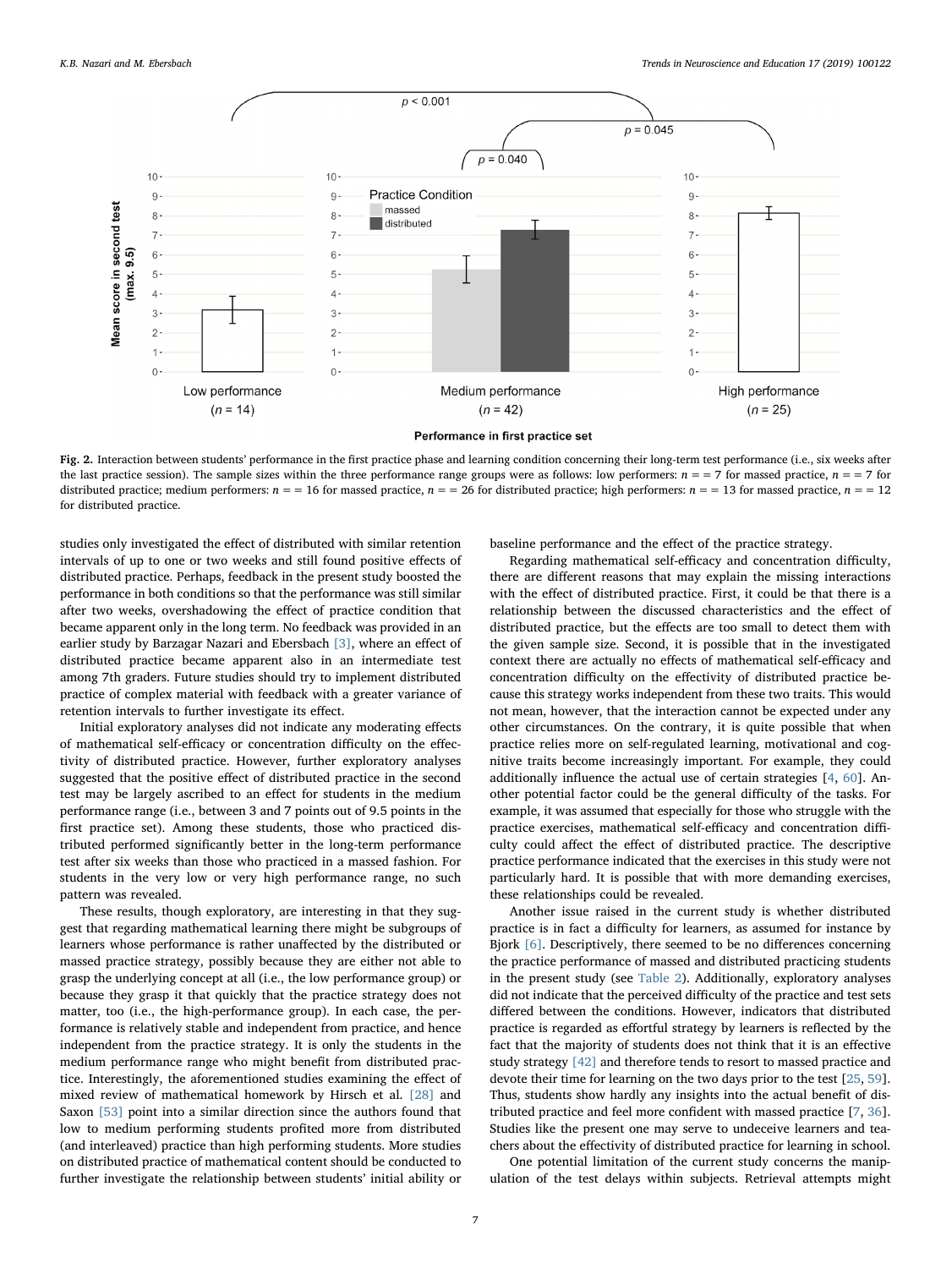p < 0.001

p = 0.045

p = 0.040

Mean score in second test (max. 9.5)

10
9
8
7
6
5
4
3
2
1
0

Practice Condition
massed
distributed

Low performance
(n = 14)

Medium performance
(n = 42)

High performance
(n = 25)

Performance in first practice set

**Fig. 2.** Interaction between students' performance in the first practice phase and learning condition concerning their long-term test performance (i.e., six weeks after the last practice session). The sample sizes within the three performance range groups were as follows: low performers: $n = = 7$ for massed practice, $n = = 7$ for distributed practice; medium performers: $n = = 16$ for massed practice, $n = = 26$ for distributed practice; high performers: $n = = 13$ for massed practice, $n = = 12$ for distributed practice.

studies only investigated the effect of distributed with similar retention intervals of up to one or two weeks and still found positive effects of distributed practice. Perhaps, feedback in the present study boosted the performance in both conditions so that the performance was still similar after two weeks, overshadowing the effect of practice condition that became apparent only in the long term. No feedback was provided in an earlier study by Barzagar Nazari and Ebersbach [3], where an effect of distributed practice became apparent also in an intermediate test among 7th graders. Future studies should try to implement distributed practice of complex material with feedback with a greater variance of retention intervals to further investigate its effect.

Initial exploratory analyses did not indicate any moderating effects of mathematical self-efficacy or concentration difficulty on the effectivity of distributed practice. However, further exploratory analyses suggested that the positive effect of distributed practice in the second test may be largely ascribed to an effect for students in the medium performance range (i.e., between 3 and 7 points out of 9.5 points in the first practice set). Among these students, those who practiced distributed performed significantly better in the long-term performance test after six weeks than those who practiced in a massed fashion. For students in the very low or very high performance range, no such pattern was revealed.

These results, though exploratory, are interesting in that they suggest that regarding mathematical learning there might be subgroups of learners whose performance is rather unaffected by the distributed or massed practice strategy, possibly because they are either not able to grasp the underlying concept at all (i.e., the low performance group) or because they grasp it that quickly that the practice strategy does not matter, too (i.e., the high-performance group). In each case, the performance is relatively stable and independent from practice, and hence independent from the practice strategy. It is only the students in the medium performance range who might benefit from distributed practice. Interestingly, the aforementioned studies examining the effect of mixed review of mathematical homework by Hirsch et al. [28] and Saxon [53] point into a similar direction since the authors found that low to medium performing students profited more from distributed (and interleaved) practice than high performing students. More studies on distributed practice of mathematical content should be conducted to further investigate the relationship between students' initial ability or baseline performance and the effect of the practice strategy.

Regarding mathematical self-efficacy and concentration difficulty, there are different reasons that may explain the missing interactions with the effect of distributed practice. First, it could be that there is a relationship between the discussed characteristics and the effect of distributed practice, but the effects are too small to detect them with the given sample size. Second, it is possible that in the investigated context there are actually no effects of mathematical self-efficacy and concentration difficulty on the effectivity of distributed practice because this strategy works independent from these two traits. This would not mean, however, that the interaction cannot be expected under any other circumstances. On the contrary, it is quite possible that when practice relies more on self-regulated learning, motivational and cognitive traits become increasingly important. For example, they could additionally influence the actual use of certain strategies [4, 60]. Another potential factor could be the general difficulty of the tasks. For example, it was assumed that especially for those who struggle with the practice exercises, mathematical self-efficacy and concentration difficulty could affect the effect of distributed practice. The descriptive practice performance indicated that the exercises in this study were not particularly hard. It is possible that with more demanding exercises, these relationships could be revealed.

Another issue raised in the current study is whether distributed practice is in fact a difficulty for learners, as assumed for instance by Bjork [6]. Descriptively, there seemed to be no differences concerning the practice performance of massed and distributed practicing students in the present study (see Table 2). Additionally, exploratory analyses did not indicate that the perceived difficulty of the practice and test sets differed between the conditions. However, indicators that distributed practice is regarded as effortful strategy by learners is reflected by the fact that the majority of students does not think that it is an effective study strategy [42] and therefore tends to resort to massed practice and devote their time for learning on the two days prior to the test [25, 59]. Thus, students show hardly any insights into the actual benefit of distributed practice and feel more confident with massed practice [7, 36]. Studies like the present one may serve to undeceive learners and teachers about the effectivity of distributed practice for learning in school.

One potential limitation of the current study concerns the manipulation of the test delays within subjects. Retrieval attempts might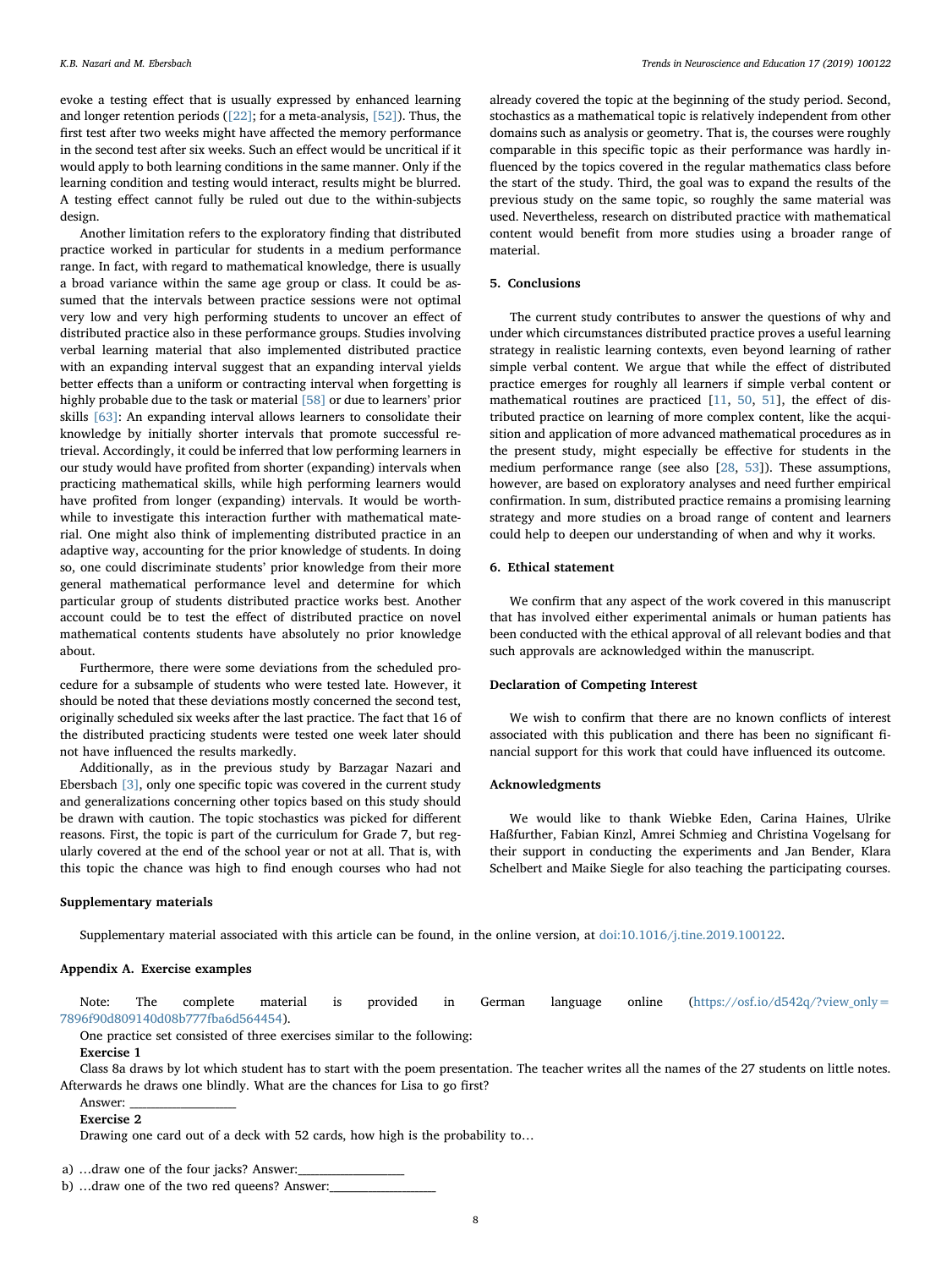evoke a testing effect that is usually expressed by enhanced learning and longer retention periods ([22]; for a meta-analysis, [52]). Thus, the first test after two weeks might have affected the memory performance in the second test after six weeks. Such an effect would be uncritical if it would apply to both learning conditions in the same manner. Only if the learning condition and testing would interact, results might be blurred. A testing effect cannot fully be ruled out due to the within-subjects design.

Another limitation refers to the exploratory finding that distributed practice worked in particular for students in a medium performance range. In fact, with regard to mathematical knowledge, there is usually a broad variance within the same age group or class. It could be assumed that the intervals between practice sessions were not optimal very low and very high performing students to uncover an effect of distributed practice also in these performance groups. Studies involving verbal learning material that also implemented distributed practice with an expanding interval suggest that an expanding interval yields better effects than a uniform or contracting interval when forgetting is highly probable due to the task or material [58] or due to learners' prior skills [63]: An expanding interval allows learners to consolidate their knowledge by initially shorter intervals that promote successful retrieval. Accordingly, it could be inferred that low performing learners in our study would have profited from shorter (expanding) intervals when practicing mathematical skills, while high performing learners would have profited from longer (expanding) intervals. It would be worthwhile to investigate this interaction further with mathematical material. One might also think of implementing distributed practice in an adaptive way, accounting for the prior knowledge of students. In doing so, one could discriminate students' prior knowledge from their more general mathematical performance level and determine for which particular group of students distributed practice works best. Another account could be to test the effect of distributed practice on novel mathematical contents students have absolutely no prior knowledge about.

Furthermore, there were some deviations from the scheduled procedure for a subsample of students who were tested late. However, it should be noted that these deviations mostly concerned the second test, originally scheduled six weeks after the last practice. The fact that 16 of the distributed practicing students were tested one week later should not have influenced the results markedly.

Additionally, as in the previous study by Barzagar Nazari and Ebersbach [3], only one specific topic was covered in the current study and generalizations concerning other topics based on this study should be drawn with caution. The topic stochastics was picked for different reasons. First, the topic is part of the curriculum for Grade 7, but regularly covered at the end of the school year or not at all. That is, with this topic the chance was high to find enough courses who had not already covered the topic at the beginning of the study period. Second, stochastics as a mathematical topic is relatively independent from other domains such as analysis or geometry. That is, the courses were roughly comparable in this specific topic as their performance was hardly influenced by the topics covered in the regular mathematics class before the start of the study. Third, the goal was to expand the results of the previous study on the same topic, so roughly the same material was used. Nevertheless, research on distributed practice with mathematical content would benefit from more studies using a broader range of material.

## 5. Conclusions

The current study contributes to answer the questions of why and under which circumstances distributed practice proves a useful learning strategy in realistic learning contexts, even beyond learning of rather simple verbal content. We argue that while the effect of distributed practice emerges for roughly all learners if simple verbal content or mathematical routines are practiced [11, 50, 51], the effect of distributed practice on learning of more complex content, like the acquisition and application of more advanced mathematical procedures as in the present study, might especially be effective for students in the medium performance range (see also [28, 53]). These assumptions, however, are based on exploratory analyses and need further empirical confirmation. In sum, distributed practice remains a promising learning strategy and more studies on a broad range of content and learners could help to deepen our understanding of when and why it works.

## 6. Ethical statement

We confirm that any aspect of the work covered in this manuscript that has involved either experimental animals or human patients has been conducted with the ethical approval of all relevant bodies and that such approvals are acknowledged within the manuscript.

## Declaration of Competing Interest

We wish to confirm that there are no known conflicts of interest associated with this publication and there has been no significant financial support for this work that could have influenced its outcome.

## Acknowledgments

We would like to thank Wiebke Eden, Carina Haines, Ulrike Haßfurther, Fabian Kinzl, Amrei Schmieg and Christina Vogelsang for their support in conducting the experiments and Jan Bender, Klara Schelbert and Maike Siegle for also teaching the participating courses.

## Supplementary materials

Supplementary material associated with this article can be found, in the online version, at doi:10.1016/j.tine.2019.100122.

## Appendix A. Exercise examples

Note: The complete material is provided in German language online (https://osf.io/d542q/?view_only=7896f90d809140d08b777fba6d564454).

One practice set consisted of three exercises similar to the following:

**Exercise 1**

Class 8a draws by lot which student has to start with the poem presentation. The teacher writes all the names of the 27 students on little notes. Afterwards he draws one blindly. What are the chances for Lisa to go first?

Answer: ________________

**Exercise 2**

Drawing one card out of a deck with 52 cards, how high is the probability to…

a) …draw one of the four jacks? Answer:________________
b) …draw one of the two red queens? Answer:________________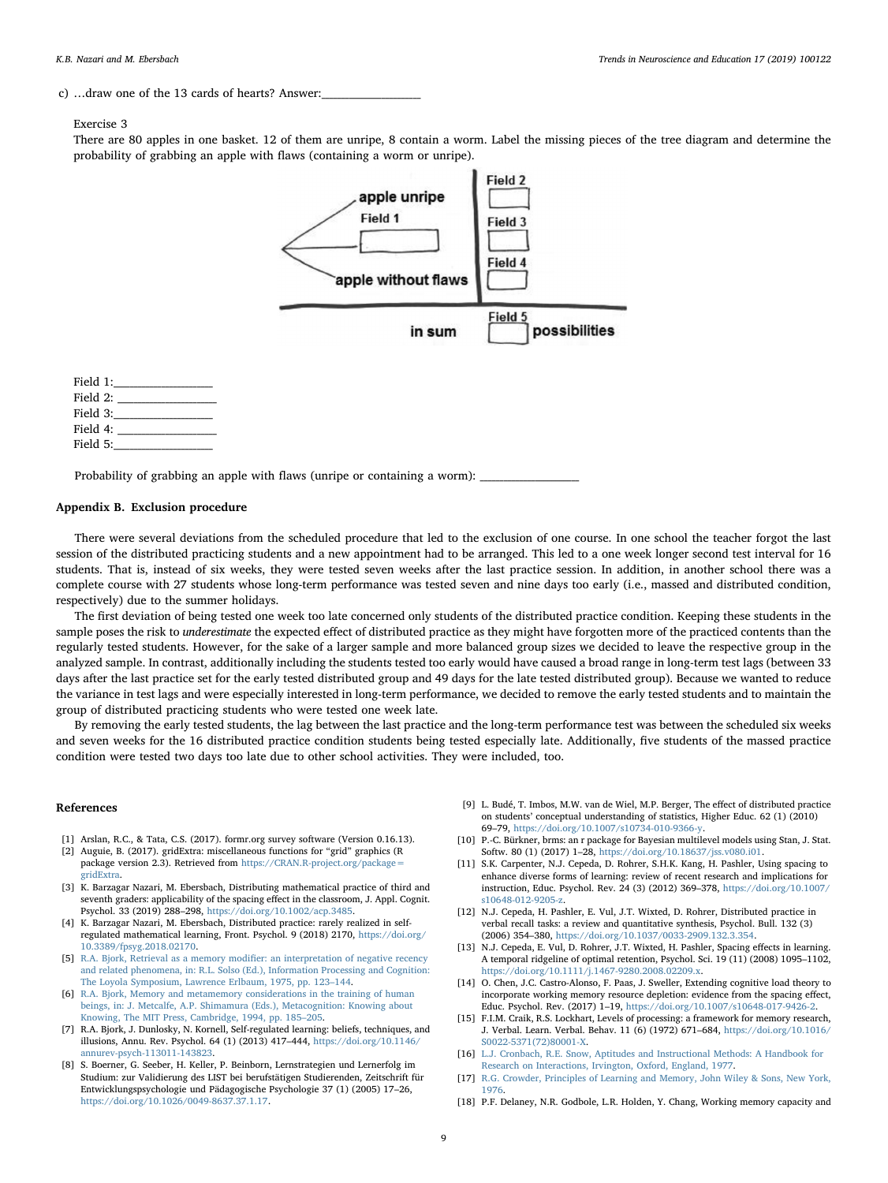c) …draw one of the 13 cards of hearts? Answer:_______________

Exercise 3

There are 80 apples in one basket. 12 of them are unripe, 8 contain a worm. Label the missing pieces of the tree diagram and determine the probability of grabbing an apple with flaws (containing a worm or unripe).

apple unripe

Field 1

apple without flaws

Field 2

Field 3

Field 4

in sum Field 5 possibilities

Field 1:_______________
Field 2: _______________
Field 3:_______________
Field 4: _______________
Field 5:_______________

Probability of grabbing an apple with flaws (unripe or containing a worm): _______________

## Appendix B. Exclusion procedure

There were several deviations from the scheduled procedure that led to the exclusion of one course. In one school the teacher forgot the last session of the distributed practicing students and a new appointment had to be arranged. This led to a one week longer second test interval for 16 students. That is, instead of six weeks, they were tested seven weeks after the last practice session. In addition, in another school there was a complete course with 27 students whose long-term performance was tested seven and nine days too early (i.e., massed and distributed condition, respectively) due to the summer holidays.

The first deviation of being tested one week too late concerned only students of the distributed practice condition. Keeping these students in the sample poses the risk to *underestimate* the expected effect of distributed practice as they might have forgotten more of the practiced contents than the regularly tested students. However, for the sake of a larger sample and more balanced group sizes we decided to leave the respective group in the analyzed sample. In contrast, additionally including the students tested too early would have caused a broad range in long-term test lags (between 33 days after the last practice set for the early tested distributed group and 49 days for the late tested distributed group). Because we wanted to reduce the variance in test lags and were especially interested in long-term performance, we decided to remove the early tested students and to maintain the group of distributed practicing students who were tested one week late.

By removing the early tested students, the lag between the last practice and the long-term performance test was between the scheduled six weeks and seven weeks for the 16 distributed practice condition students being tested especially late. Additionally, five students of the massed practice condition were tested two days too late due to other school activities. They were included, too.

## References

[1] Arslan, R.C., & Tata, C.S. (2017). formr.org survey software (Version 0.16.13).

[2] Auguie, B. (2017). gridExtra: miscellaneous functions for "grid" graphics (R package version 2.3). Retrieved from https://CRAN.R-project.org/package=gridExtra.

[3] K. Barzagar Nazari, M. Ebersbach, Distributing mathematical practice of third and seventh graders: applicability of the spacing effect in the classroom, J. Appl. Cognit. Psychol. 33 (2019) 288–298, https://doi.org/10.1002/acp.3485.

[4] K. Barzagar Nazari, M. Ebersbach, Distributed practice: rarely realized in self-regulated mathematical learning, Front. Psychol. 9 (2018) 2170, https://doi.org/10.3389/fpsyg.2018.02170.

[5] R.A. Bjork, Retrieval as a memory modifier: an interpretation of negative recency and related phenomena, in: R.L. Solso (Ed.), Information Processing and Cognition: The Loyola Symposium, Lawrence Erlbaum, 1975, pp. 123–144.

[6] R.A. Bjork, Memory and metamemory considerations in the training of human beings, in: J. Metcalfe, A.P. Shimamura (Eds.), Metacognition: Knowing about Knowing, The MIT Press, Cambridge, 1994, pp. 185–205.

[7] R.A. Bjork, J. Dunlosky, N. Kornell, Self-regulated learning: beliefs, techniques, and illusions, Annu. Rev. Psychol. 64 (1) (2013) 417–444, https://doi.org/10.1146/annurev-psych-113011-143823.

[8] S. Boerner, G. Seeber, H. Keller, P. Beinborn, Lernstrategien und Lernerfolg im Studium: zur Validierung des LIST bei berufstätigen Studierenden, Zeitschrift für Entwicklungspsychologie und Pädagogische Psychologie 37 (1) (2005) 17–26, https://doi.org/10.1026/0049-8637.37.1.17.

[9] L. Budé, T. Imbos, M.W. van de Wiel, M.P. Berger, The effect of distributed practice on students' conceptual understanding of statistics, Higher Educ. 62 (1) (2010) 69–79, https://doi.org/10.1007/s10734-010-9366-y.

[10] P.-C. Bürkner, brms: an r package for Bayesian multilevel models using Stan, J. Stat. Softw. 80 (1) (2017) 1–28, https://doi.org/10.18637/jss.v080.i01.

[11] S.K. Carpenter, N.J. Cepeda, D. Rohrer, S.H.K. Kang, H. Pashler, Using spacing to enhance diverse forms of learning: review of recent research and implications for instruction, Educ. Psychol. Rev. 24 (3) (2012) 369–378, https://doi.org/10.1007/s10648-012-9205-z.

[12] N.J. Cepeda, H. Pashler, E. Vul, J.T. Wixted, D. Rohrer, Distributed practice in verbal recall tasks: a review and quantitative synthesis, Psychol. Bull. 132 (3) (2006) 354–380, https://doi.org/10.1037/0033-2909.132.3.354.

[13] N.J. Cepeda, E. Vul, D. Rohrer, J.T. Wixted, H. Pashler, Spacing effects in learning. A temporal ridgeline of optimal retention, Psychol. Sci. 19 (11) (2008) 1095–1102, https://doi.org/10.1111/j.1467-9280.2008.02209.x.

[14] O. Chen, J.C. Castro-Alonso, F. Paas, J. Sweller, Extending cognitive load theory to incorporate working memory resource depletion: evidence from the spacing effect, Educ. Psychol. Rev. (2017) 1–19, https://doi.org/10.1007/s10648-017-9426-2.

[15] F.I.M. Craik, R.S. Lockhart, Levels of processing: a framework for memory research, J. Verbal. Learn. Verbal. Behav. 11 (6) (1972) 671–684, https://doi.org/10.1016/S0022-5371(72)80001-X.

[16] L.J. Cronbach, R.E. Snow, Aptitudes and Instructional Methods: A Handbook for Research on Interactions, Irvington, Oxford, England, 1977.

[17] R.G. Crowder, Principles of Learning and Memory, John Wiley & Sons, New York, 1976.

[18] P.F. Delaney, N.R. Godbole, L.R. Holden, Y. Chang, Working memory capacity and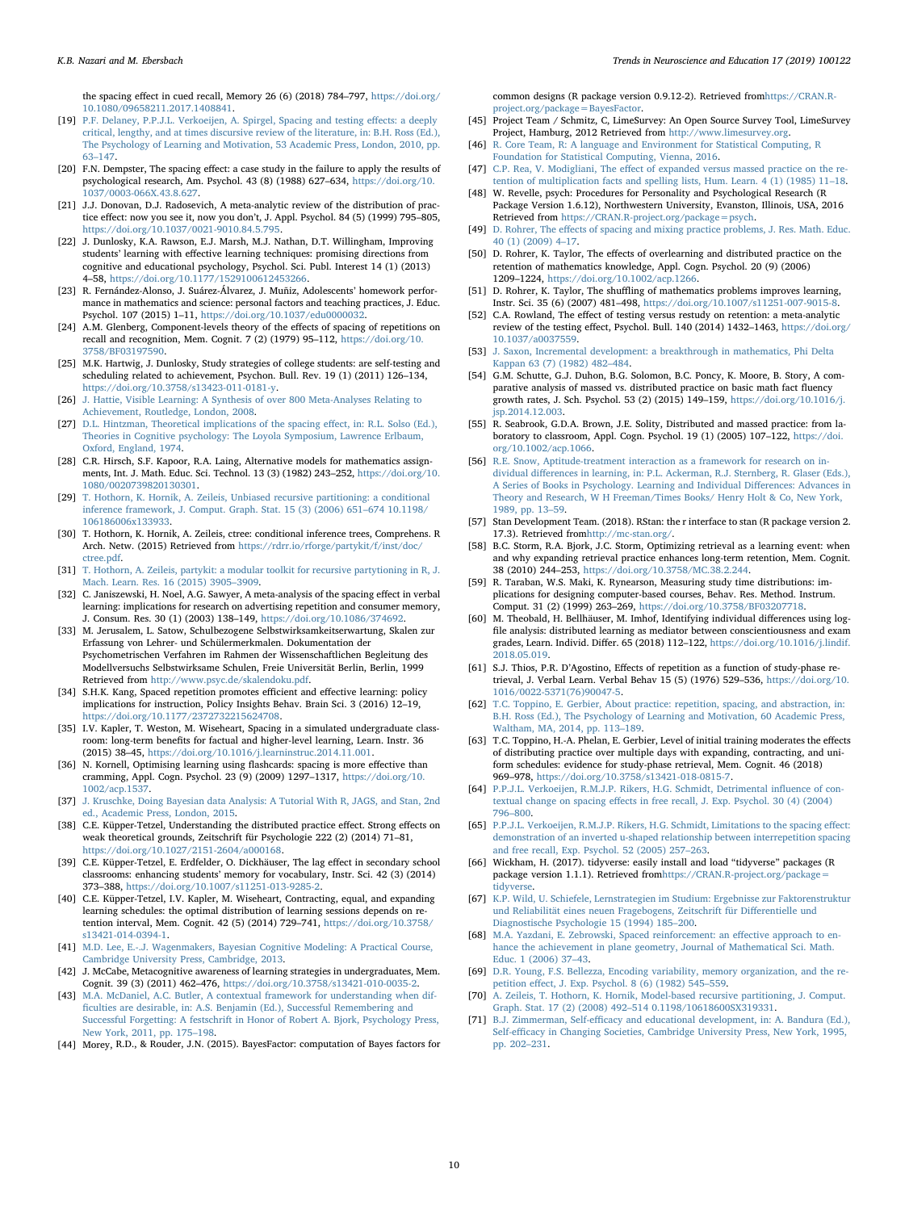the spacing effect in cued recall, Memory 26 (6) (2018) 784–797, https://doi.org/10.1080/09658211.2017.1408841.

[19] P.F. Delaney, P.P.J.L. Verkoeijen, A. Spirgel, Spacing and testing effects: a deeply critical, lengthy, and at times discursive review of the literature, in: B.H. Ross (Ed.), The Psychology of Learning and Motivation, 53 Academic Press, London, 2010, pp. 63–147.

[20] F.N. Dempster, The spacing effect: a case study in the failure to apply the results of psychological research, Am. Psychol. 43 (8) (1988) 627–634, https://doi.org/10.1037/0003-066X.43.8.627.

[21] J.J. Donovan, D.J. Radosevich, A meta-analytic review of the distribution of practice effect: now you see it, now you don't, J. Appl. Psychol. 84 (5) (1999) 795–805, https://doi.org/10.1037/0021-9010.84.5.795.

[22] J. Dunlosky, K.A. Rawson, E.J. Marsh, M.J. Nathan, D.T. Willingham, Improving students' learning with effective learning techniques: promising directions from cognitive and educational psychology, Psychol. Sci. Publ. Interest 14 (1) (2013) 4–58, https://doi.org/10.1177/1529100612453266.

[23] R. Fernández-Alonso, J. Suárez-Álvarez, J. Muñiz, Adolescents' homework performance in mathematics and science: personal factors and teaching practices, J. Educ. Psychol. 107 (2015) 1–11, https://doi.org/10.1037/edu0000032.

[24] A.M. Glenberg, Component-levels theory of the effects of spacing of repetitions on recall and recognition, Mem. Cognit. 7 (2) (1979) 95–112, https://doi.org/10.3758/BF03197590.

[25] M.K. Hartwig, J. Dunlosky, Study strategies of college students: are self-testing and scheduling related to achievement, Psychon. Bull. Rev. 19 (1) (2011) 126–134, https://doi.org/10.3758/s13423-011-0181-y.

[26] J. Hattie, Visible Learning: A Synthesis of over 800 Meta-Analyses Relating to Achievement, Routledge, London, 2008.

[27] D.L. Hintzman, Theoretical implications of the spacing effect, in: R.L. Solso (Ed.), Theories in Cognitive psychology: The Loyola Symposium, Lawrence Erlbaum, Oxford, England, 1974.

[28] C.R. Hirsch, S.F. Kapoor, R.A. Laing, Alternative models for mathematics assignments, Int. J. Math. Educ. Sci. Technol. 13 (3) (1982) 243–252, https://doi.org/10.1080/0020739820130301.

[29] T. Hothorn, K. Hornik, A. Zeileis, Unbiased recursive partitioning: a conditional inference framework, J. Comput. Graph. Stat. 15 (3) (2006) 651–674 10.1198/106186006x133933.

[30] T. Hothorn, K. Hornik, A. Zeileis, ctree: conditional inference trees, Comprehens. R Arch. Netw. (2015) Retrieved from https://rdrr.io/rforge/partykit/f/inst/doc/ctree.pdf.

[31] T. Hothorn, A. Zeileis, partykit: a modular toolkit for recursive partytioning in R, J. Mach. Learn. Res. 16 (2015) 3905–3909.

[32] C. Janiszewski, H. Noel, A.G. Sawyer, A meta-analysis of the spacing effect in verbal learning: implications for research on advertising repetition and consumer memory, J. Consum. Res. 30 (1) (2003) 138–149, https://doi.org/10.1086/374692.

[33] M. Jerusalem, L. Satow, Schulbezogene Selbstwirksamkeitserwartung, Skalen zur Erfassung von Lehrer- und Schülermerkmalen. Dokumentation der Psychometrischen Verfahren im Rahmen der Wissenschaftlichen Begleitung des Modellversuchs Selbstwirksame Schulen, Freie Universität Berlin, Berlin, 1999 Retrieved from http://www.psyc.de/skalendoku.pdf.

[34] S.H.K. Kang, Spaced repetition promotes efficient and effective learning: policy implications for instruction, Policy Insights Behav. Brain Sci. 3 (2016) 12–19, https://doi.org/10.1177/2372732215624708.

[35] I.V. Kapler, T. Weston, M. Wiseheart, Spacing in a simulated undergraduate classroom: long-term benefits for factual and higher-level learning, Learn. Instr. 36 (2015) 38–45, https://doi.org/10.1016/j.learninstruc.2014.11.001.

[36] N. Kornell, Optimising learning using flashcards: spacing is more effective than cramming, Appl. Cogn. Psychol. 23 (9) (2009) 1297–1317, https://doi.org/10.1002/acp.1537.

[37] J. Kruschke, Doing Bayesian data Analysis: A Tutorial With R, JAGS, and Stan, 2nd ed., Academic Press, London, 2015.

[38] C.E. Küpper-Tetzel, Understanding the distributed practice effect. Strong effects on weak theoretical grounds, Zeitschrift für Psychologie 222 (2) (2014) 71–81, https://doi.org/10.1027/2151-2604/a000168.

[39] C.E. Küpper-Tetzel, E. Erdfelder, O. Dickhäuser, The lag effect in secondary school classrooms: enhancing students' memory for vocabulary, Instr. Sci. 42 (3) (2014) 373–388, https://doi.org/10.1007/s11251-013-9285-2.

[40] C.E. Küpper-Tetzel, I.V. Kapler, M. Wiseheart, Contracting, equal, and expanding learning schedules: the optimal distribution of learning sessions depends on retention interval, Mem. Cognit. 42 (5) (2014) 729–741, https://doi.org/10.3758/s13421-014-0394-1.

[41] M.D. Lee, E.-J. Wagenmakers, Bayesian Cognitive Modeling: A Practical Course, Cambridge University Press, Cambridge, 2013.

[42] J. McCabe, Metacognitive awareness of learning strategies in undergraduates, Mem. Cognit. 39 (3) (2011) 462–476, https://doi.org/10.3758/s13421-010-0035-2.

[43] M.A. McDaniel, A.C. Butler, A contextual framework for understanding when difficulties are desirable, in: A.S. Benjamin (Ed.), Successful Remembering and Successful Forgetting: A festschrift in Honor of Robert A. Bjork, Psychology Press, New York, 2011, pp. 175–198.

[44] Morey, R.D., & Rouder, J.N. (2015). BayesFactor: computation of Bayes factors for common designs (R package version 0.9.12-2). Retrieved fromhttps://CRAN.R-project.org/package=BayesFactor.

[45] Project Team / Schmitz, C, LimeSurvey: An Open Source Survey Tool, LimeSurvey Project, Hamburg, 2012 Retrieved from http://www.limesurvey.org.

[46] R. Core Team, R: A language and Environment for Statistical Computing, R Foundation for Statistical Computing, Vienna, 2016.

[47] C.P. Rea, V. Modigliani, The effect of expanded versus massed practice on the retention of multiplication facts and spelling lists, Hum. Learn. 4 (1) (1985) 11–18.

[48] W. Revelle, psych: Procedures for Personality and Psychological Research (R Package Version 1.6.12), Northwestern University, Evanston, Illinois, USA, 2016 Retrieved from https://CRAN.R-project.org/package=psych.

[49] D. Rohrer, The effects of spacing and mixing practice problems, J. Res. Math. Educ. 40 (1) (2009) 4–17.

[50] D. Rohrer, K. Taylor, The effects of overlearning and distributed practice on the retention of mathematics knowledge, Appl. Cogn. Psychol. 20 (9) (2006) 1209–1224, https://doi.org/10.1002/acp.1266.

[51] D. Rohrer, K. Taylor, The shuffling of mathematics problems improves learning, Instr. Sci. 35 (6) (2007) 481–498, https://doi.org/10.1007/s11251-007-9015-8.

[52] C.A. Rowland, The effect of testing versus restudy on retention: a meta-analytic review of the testing effect, Psychol. Bull. 140 (2014) 1432–1463, https://doi.org/10.1037/a0037559.

[53] J. Saxon, Incremental development: a breakthrough in mathematics, Phi Delta Kappan 63 (7) (1982) 482–484.

[54] G.M. Schutte, G.J. Duhon, B.G. Solomon, B.C. Poncy, K. Moore, B. Story, A comparative analysis of massed vs. distributed practice on basic math fact fluency growth rates, J. Sch. Psychol. 53 (2) (2015) 149–159, https://doi.org/10.1016/j.jsp.2014.12.003.

[55] R. Seabrook, G.D.A. Brown, J.E. Solity, Distributed and massed practice: from laboratory to classroom, Appl. Cogn. Psychol. 19 (1) (2005) 107–122, https://doi.org/10.1002/acp.1066.

[56] R.E. Snow, Aptitude-treatment interaction as a framework for research on individual differences in learning, in: P.L. Ackerman, R.J. Sternberg, R. Glaser (Eds.), A Series of Books in Psychology. Learning and Individual Differences: Advances in Theory and Research, W H Freeman/Times Books/ Henry Holt & Co, New York, 1989, pp. 13–59.

[57] Stan Development Team. (2018). RStan: the r interface to stan (R package version 2.17.3). Retrieved fromhttp://mc-stan.org/.

[58] B.C. Storm, R.A. Bjork, J.C. Storm, Optimizing retrieval as a learning event: when and why expanding retrieval practice enhances long-term retention, Mem. Cognit. 38 (2010) 244–253, https://doi.org/10.3758/MC.38.2.244.

[59] R. Taraban, W.S. Maki, K. Rynearson, Measuring study time distributions: implications for designing computer-based courses, Behav. Res. Method. Instrum. Comput. 31 (2) (1999) 263–269, https://doi.org/10.3758/BF03207718.

[60] M. Theobald, H. Bellhäuser, M. Imhof, Identifying individual differences using log-file analysis: distributed learning as mediator between conscientiousness and exam grades, Learn. Individ. Differ. 65 (2018) 112–122, https://doi.org/10.1016/j.lindif.2018.05.019.

[61] S.J. Thios, P.R. D'Agostino, Effects of repetition as a function of study-phase retrieval, J. Verbal Learn. Verbal Behav 15 (5) (1976) 529–536, https://doi.org/10.1016/0022-5371(76)90047-5.

[62] T.C. Toppino, E. Gerbier, About practice: repetition, spacing, and abstraction, in: B.H. Ross (Ed.), The Psychology of Learning and Motivation, 60 Academic Press, Waltham, MA, 2014, pp. 113–189.

[63] T.C. Toppino, H.-A. Phelan, E. Gerbier, Level of initial training moderates the effects of distributing practice over multiple days with expanding, contracting, and uniform schedules: evidence for study-phase retrieval, Mem. Cognit. 46 (2018) 969–978, https://doi.org/10.3758/s13421-018-0815-7.

[64] P.P.J.L. Verkoeijen, R.M.J.P. Rikers, H.G. Schmidt, Detrimental influence of contextual change on spacing effects in free recall, J. Exp. Psychol. 30 (4) (2004) 796–800.

[65] P.P.J.L. Verkoeijen, R.M.J.P. Rikers, H.G. Schmidt, Limitations to the spacing effect: demonstration of an inverted u-shaped relationship between interrepetition spacing and free recall, Exp. Psychol. 52 (2005) 257–263.

[66] Wickham, H. (2017). tidyverse: easily install and load "tidyverse" packages (R package version 1.1.1). Retrieved fromhttps://CRAN.R-project.org/package=tidyverse.

[67] K.P. Wild, U. Schiefele, Lernstrategien im Studium: Ergebnisse zur Faktorenstruktur und Reliabilität eines neuen Fragebogens, Zeitschrift für Differentielle und Diagnostische Psychologie 15 (1994) 185–200.

[68] M.A. Yazdani, E. Zebrowski, Spaced reinforcement: an effective approach to enhance the achievement in plane geometry, Journal of Mathematical Sci. Math. Educ. 1 (2006) 37–43.

[69] D.R. Young, F.S. Bellezza, Encoding variability, memory organization, and the repetition effect, J. Exp. Psychol. 8 (6) (1982) 545–559.

[70] A. Zeileis, T. Hothorn, K. Hornik, Model-based recursive partitioning, J. Comput. Graph. Stat. 17 (2) (2008) 492–514 0.1198/10618600SX319331.

[71] B.J. Zimmerman, Self-efficacy and educational development, in: A. Bandura (Ed.), Self-efficacy in Changing Societies, Cambridge University Press, New York, 1995, pp. 202–231.